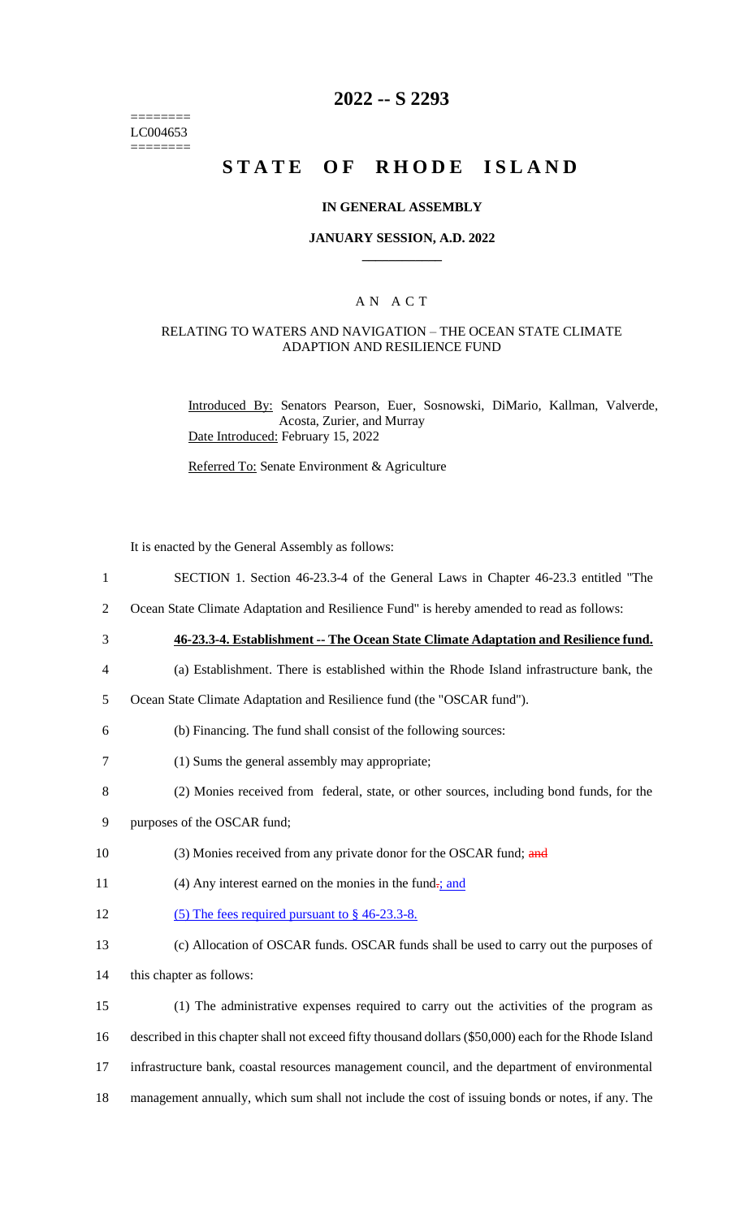========
LC004653
========

# 2022 -- S 2293

# STATE OF RHODE ISLAND

**IN GENERAL ASSEMBLY**

**JANUARY SESSION, A.D. 2022**

____________

A N A C T

RELATING TO WATERS AND NAVIGATION – THE OCEAN STATE CLIMATE ADAPTION AND RESILIENCE FUND

Introduced By: Senators Pearson, Euer, Sosnowski, DiMario, Kallman, Valverde, Acosta, Zurier, and Murray
Date Introduced: February 15, 2022

Referred To: Senate Environment & Agriculture

It is enacted by the General Assembly as follows:

1 SECTION 1. Section 46-23.3-4 of the General Laws in Chapter 46-23.3 entitled "The
2 Ocean State Climate Adaptation and Resilience Fund" is hereby amended to read as follows:

3 **46-23.3-4. Establishment -- The Ocean State Climate Adaptation and Resilience fund.**

4 (a) Establishment. There is established within the Rhode Island infrastructure bank, the
5 Ocean State Climate Adaptation and Resilience fund (the "OSCAR fund").

6 (b) Financing. The fund shall consist of the following sources:

7 (1) Sums the general assembly may appropriate;

8 (2) Monies received from federal, state, or other sources, including bond funds, for the
9 purposes of the OSCAR fund;

10 (3) Monies received from any private donor for the OSCAR fund; ~~and~~

11 (4) Any interest earned on the monies in the fund~~.~~; and

12 (5) The fees required pursuant to § 46-23.3-8.

13 (c) Allocation of OSCAR funds. OSCAR funds shall be used to carry out the purposes of
14 this chapter as follows:

15 (1) The administrative expenses required to carry out the activities of the program as
16 described in this chapter shall not exceed fifty thousand dollars ($50,000) each for the Rhode Island
17 infrastructure bank, coastal resources management council, and the department of environmental
18 management annually, which sum shall not include the cost of issuing bonds or notes, if any. The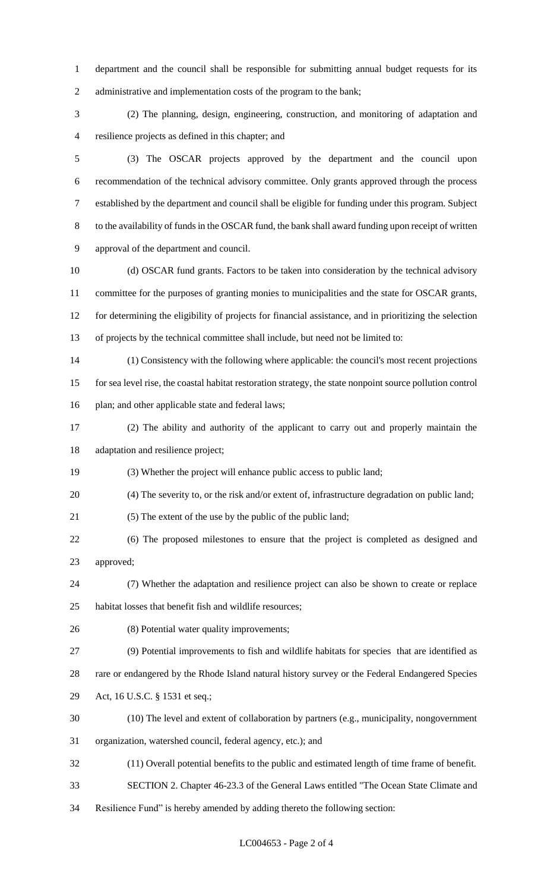department and the council shall be responsible for submitting annual budget requests for its administrative and implementation costs of the program to the bank;

(2) The planning, design, engineering, construction, and monitoring of adaptation and resilience projects as defined in this chapter; and

(3) The OSCAR projects approved by the department and the council upon recommendation of the technical advisory committee. Only grants approved through the process established by the department and council shall be eligible for funding under this program. Subject to the availability of funds in the OSCAR fund, the bank shall award funding upon receipt of written approval of the department and council.

(d) OSCAR fund grants. Factors to be taken into consideration by the technical advisory committee for the purposes of granting monies to municipalities and the state for OSCAR grants, for determining the eligibility of projects for financial assistance, and in prioritizing the selection of projects by the technical committee shall include, but need not be limited to:

(1) Consistency with the following where applicable: the council's most recent projections for sea level rise, the coastal habitat restoration strategy, the state nonpoint source pollution control plan; and other applicable state and federal laws;

(2) The ability and authority of the applicant to carry out and properly maintain the adaptation and resilience project;

(3) Whether the project will enhance public access to public land;

(4) The severity to, or the risk and/or extent of, infrastructure degradation on public land;

(5) The extent of the use by the public of the public land;

(6) The proposed milestones to ensure that the project is completed as designed and approved;

(7) Whether the adaptation and resilience project can also be shown to create or replace habitat losses that benefit fish and wildlife resources;

(8) Potential water quality improvements;

(9) Potential improvements to fish and wildlife habitats for species that are identified as rare or endangered by the Rhode Island natural history survey or the Federal Endangered Species Act, 16 U.S.C. § 1531 et seq.;

(10) The level and extent of collaboration by partners (e.g., municipality, nongovernment organization, watershed council, federal agency, etc.); and

(11) Overall potential benefits to the public and estimated length of time frame of benefit.

SECTION 2. Chapter 46-23.3 of the General Laws entitled "The Ocean State Climate and Resilience Fund" is hereby amended by adding thereto the following section: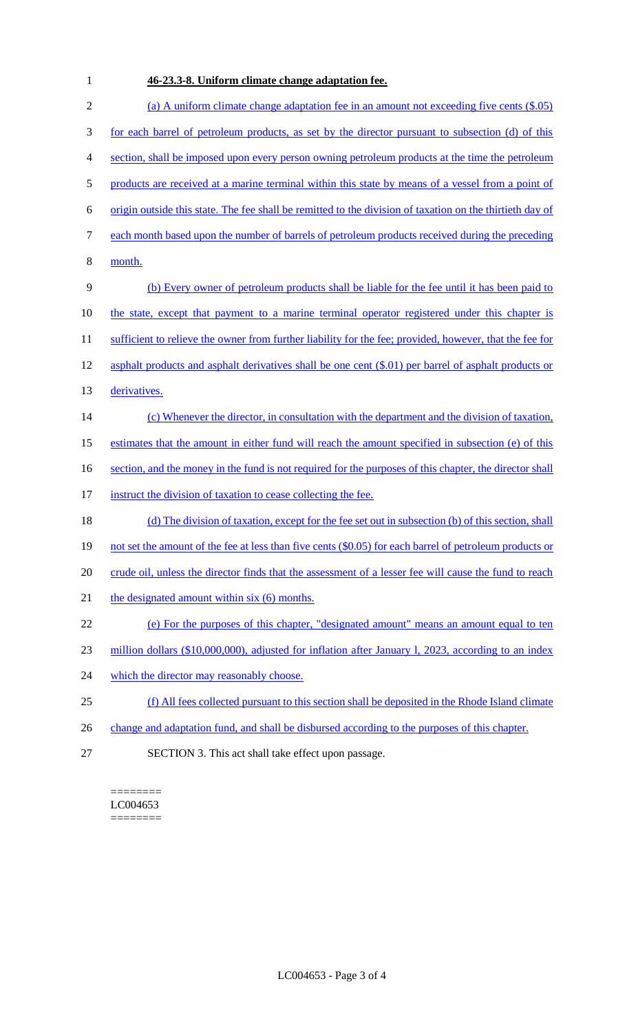**46-23.3-8. Uniform climate change adaptation fee.**

(a) A uniform climate change adaptation fee in an amount not exceeding five cents ($.05) for each barrel of petroleum products, as set by the director pursuant to subsection (d) of this section, shall be imposed upon every person owning petroleum products at the time the petroleum products are received at a marine terminal within this state by means of a vessel from a point of origin outside this state. The fee shall be remitted to the division of taxation on the thirtieth day of each month based upon the number of barrels of petroleum products received during the preceding month.

(b) Every owner of petroleum products shall be liable for the fee until it has been paid to the state, except that payment to a marine terminal operator registered under this chapter is sufficient to relieve the owner from further liability for the fee; provided, however, that the fee for asphalt products and asphalt derivatives shall be one cent ($.01) per barrel of asphalt products or derivatives.

(c) Whenever the director, in consultation with the department and the division of taxation, estimates that the amount in either fund will reach the amount specified in subsection (e) of this section, and the money in the fund is not required for the purposes of this chapter, the director shall instruct the division of taxation to cease collecting the fee.

(d) The division of taxation, except for the fee set out in subsection (b) of this section, shall not set the amount of the fee at less than five cents ($0.05) for each barrel of petroleum products or crude oil, unless the director finds that the assessment of a lesser fee will cause the fund to reach the designated amount within six (6) months.

(e) For the purposes of this chapter, "designated amount" means an amount equal to ten million dollars ($10,000,000), adjusted for inflation after January l, 2023, according to an index which the director may reasonably choose.

(f) All fees collected pursuant to this section shall be deposited in the Rhode Island climate change and adaptation fund, and shall be disbursed according to the purposes of this chapter.

SECTION 3. This act shall take effect upon passage.

========
LC004653
========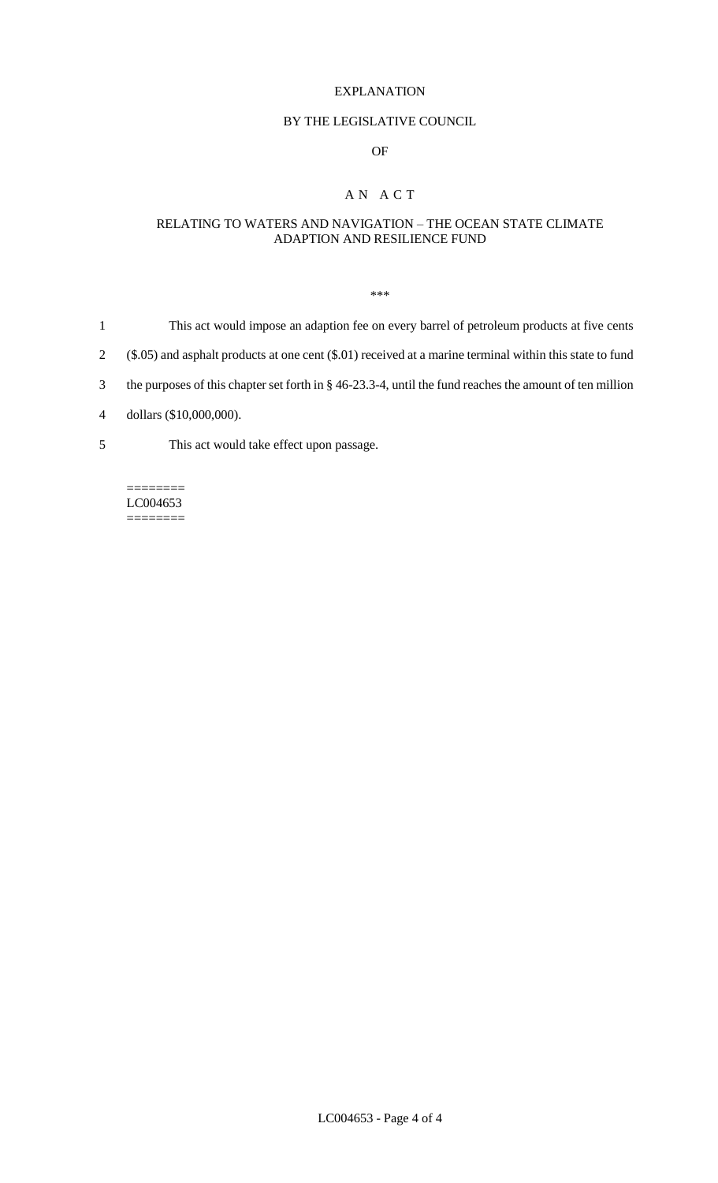EXPLANATION

BY THE LEGISLATIVE COUNCIL

OF

A N A C T

RELATING TO WATERS AND NAVIGATION – THE OCEAN STATE CLIMATE ADAPTION AND RESILIENCE FUND

\*\*\*

This act would impose an adaption fee on every barrel of petroleum products at five cents ($.05) and asphalt products at one cent ($.01) received at a marine terminal within this state to fund the purposes of this chapter set forth in § 46-23.3-4, until the fund reaches the amount of ten million dollars ($10,000,000).

This act would take effect upon passage.

========
LC004653
========